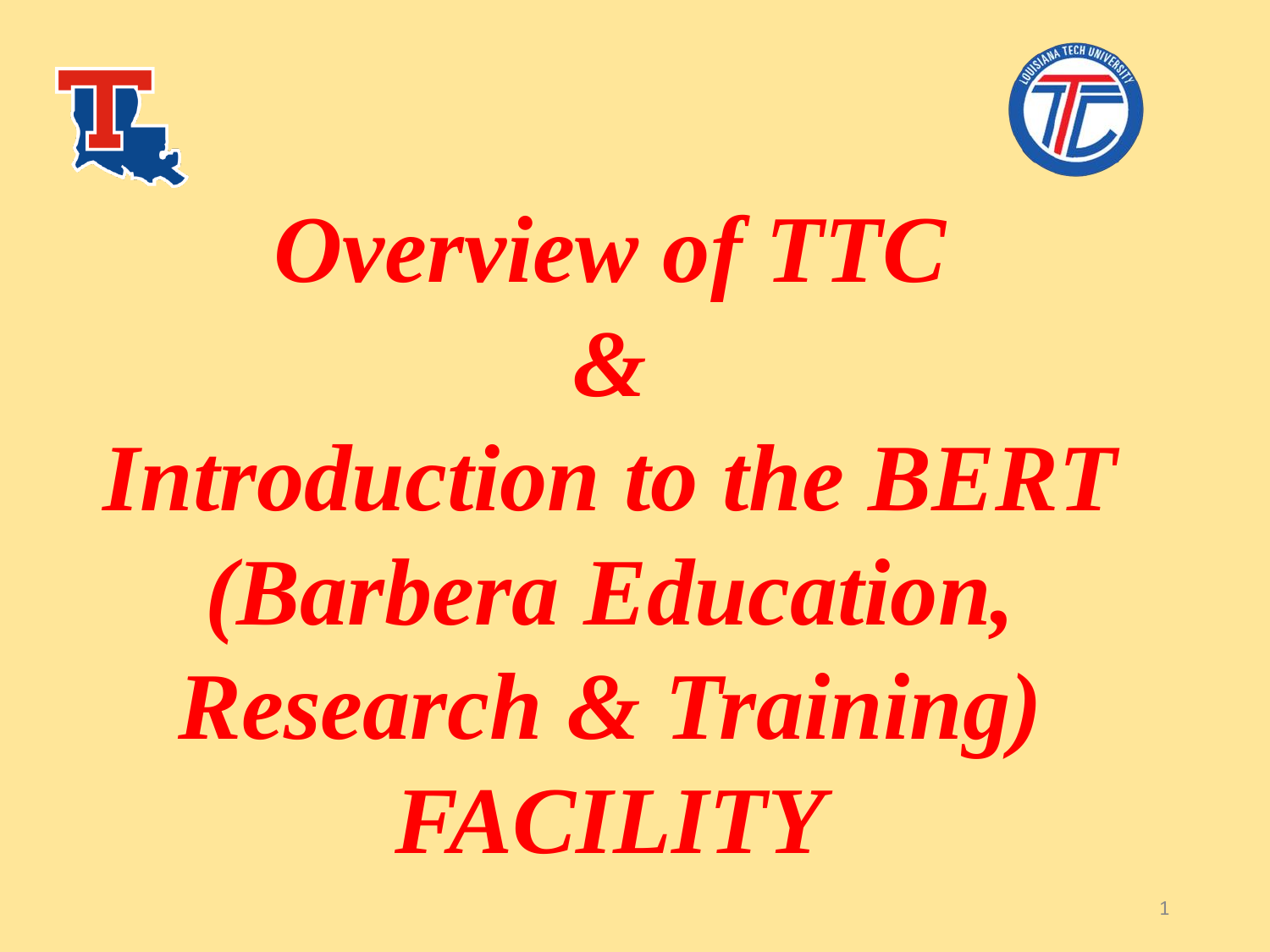# *Overview of TTC*

# *&*

# *Introduction to the BERT (Barbera Education, Research & Training) FACILITY*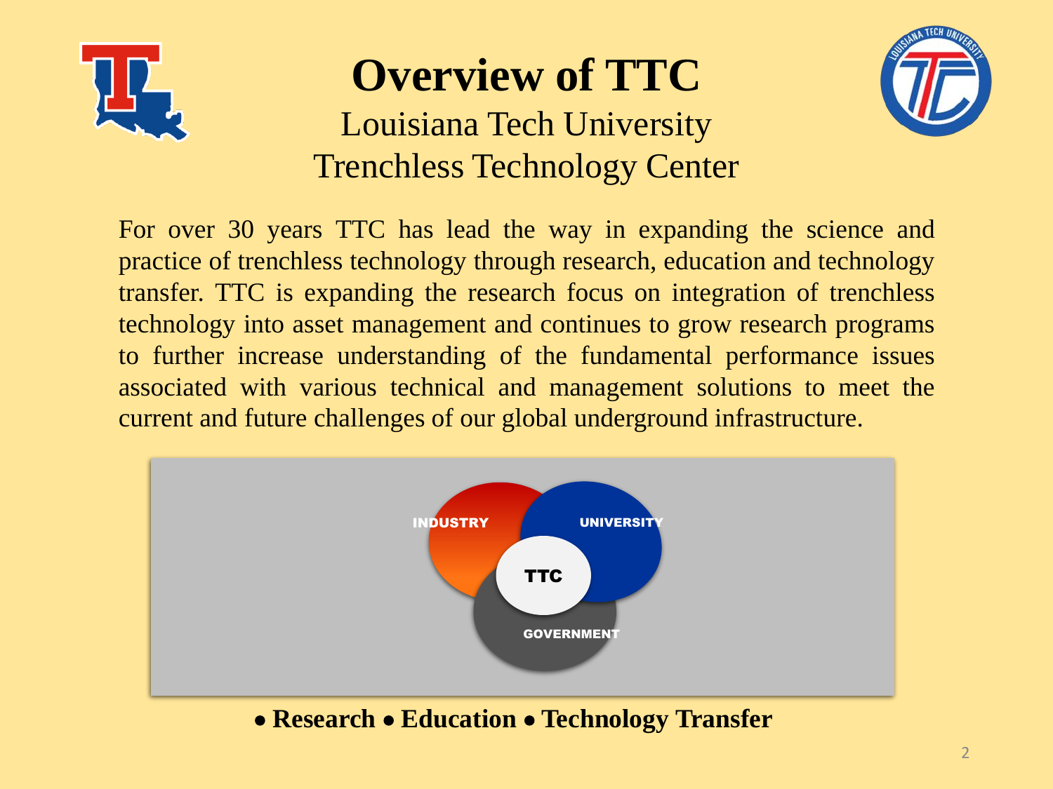# Overview of TTC

## Louisiana Tech University Trenchless Technology Center

For over 30 years TTC has lead the way in expanding the science and practice of trenchless technology through research, education and technology transfer. TTC is expanding the research focus on integration of trenchless technology into asset management and continues to grow research programs to further increase understanding of the fundamental performance issues associated with various technical and management solutions to meet the current and future challenges of our global underground infrastructure.

INDUSTRY

UNIVERSITY

TTC

GOVERNMENT

**• Research • Education • Technology Transfer**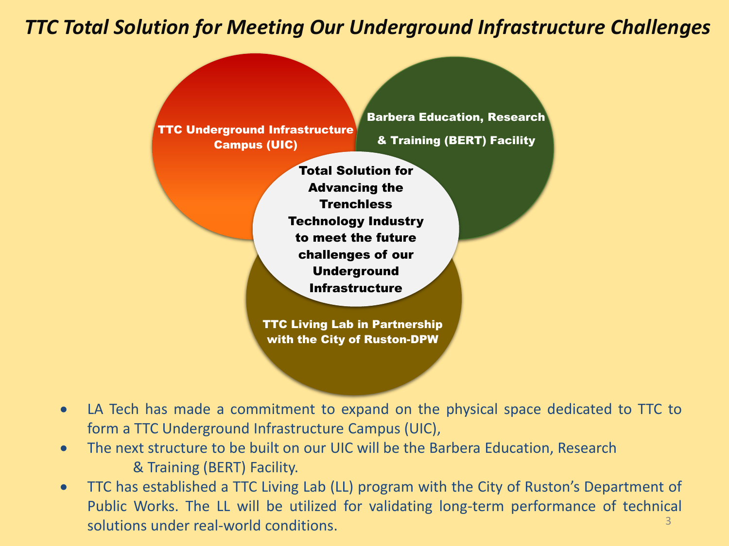# *TTC Total Solution for Meeting Our Underground Infrastructure Challenges*

**TTC Underground Infrastructure Campus (UIC)**

**Barbera Education, Research & Training (BERT) Facility**

**Total Solution for Advancing the Trenchless Technology Industry to meet the future challenges of our Underground Infrastructure**

**TTC Living Lab in Partnership with the City of Ruston-DPW**

- LA Tech has made a commitment to expand on the physical space dedicated to TTC to form a TTC Underground Infrastructure Campus (UIC),
- The next structure to be built on our UIC will be the Barbera Education, Research & Training (BERT) Facility.
- TTC has established a TTC Living Lab (LL) program with the City of Ruston's Department of Public Works. The LL will be utilized for validating long-term performance of technical solutions under real-world conditions.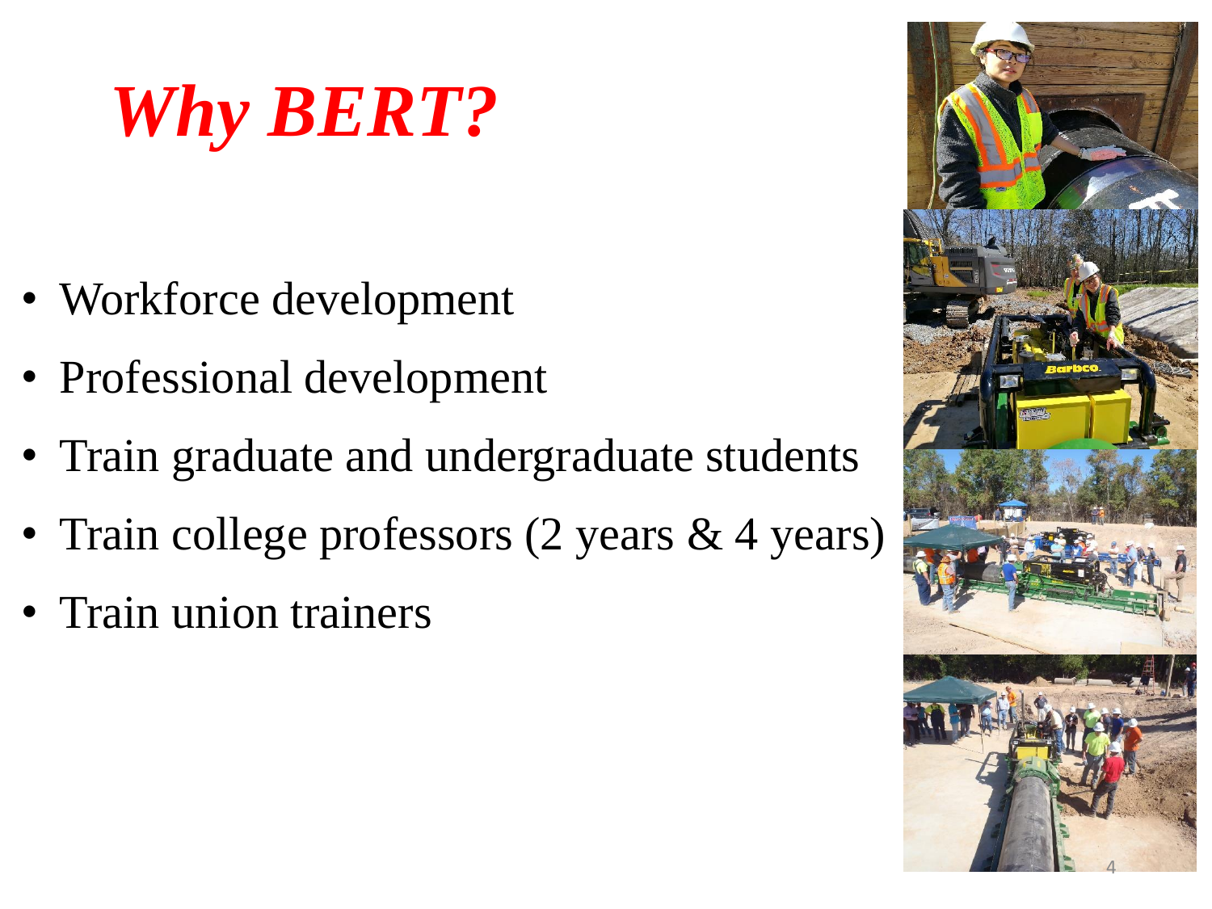# *Why BERT?*

- Workforce development
- Professional development
- Train graduate and undergraduate students
- Train college professors (2 years & 4 years)
- Train union trainers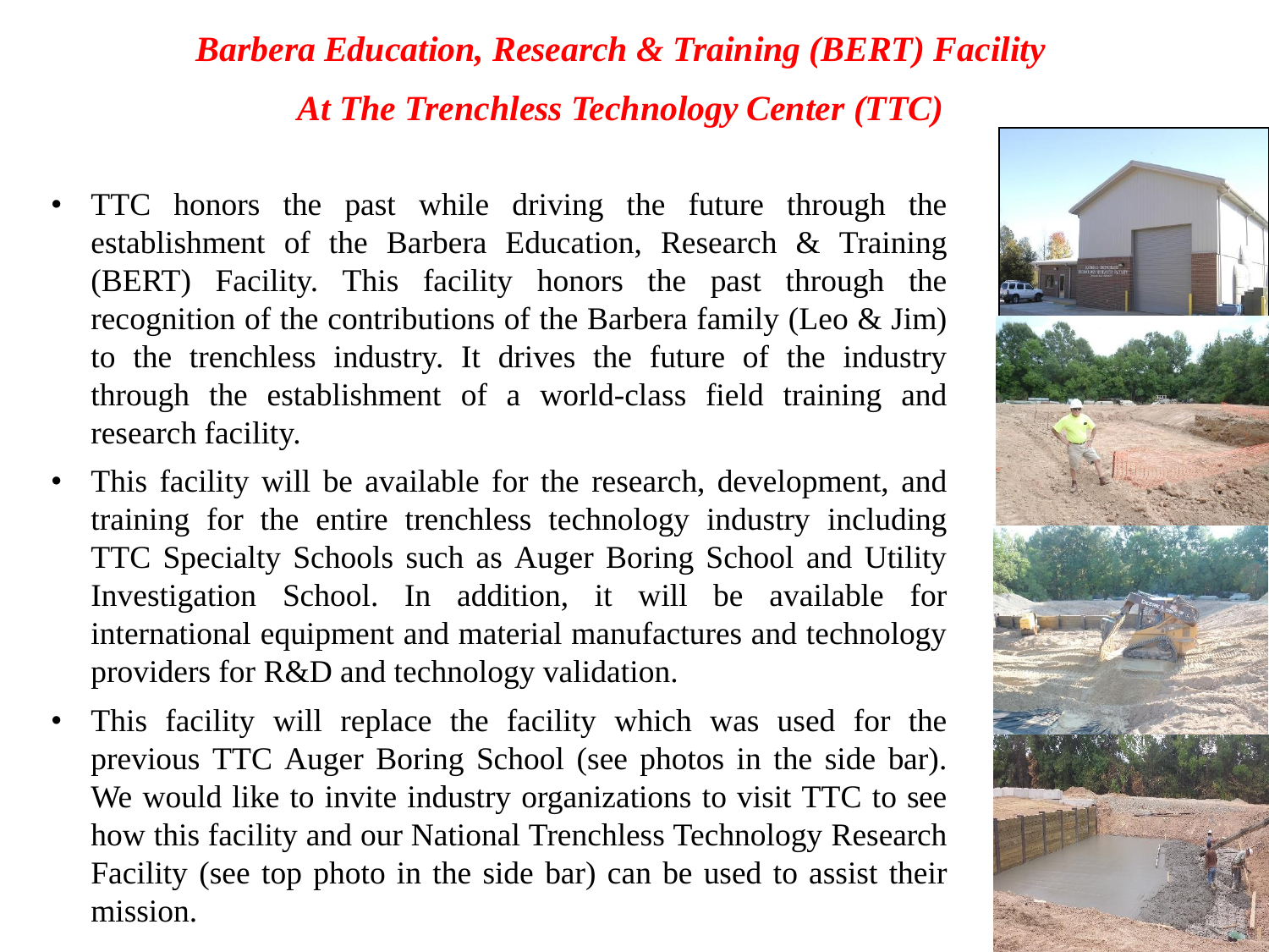# *Barbera Education, Research & Training (BERT) Facility*

## *At The Trenchless Technology Center (TTC)*

- TTC honors the past while driving the future through the establishment of the Barbera Education, Research & Training (BERT) Facility. This facility honors the past through the recognition of the contributions of the Barbera family (Leo & Jim) to the trenchless industry. It drives the future of the industry through the establishment of a world-class field training and research facility.
- This facility will be available for the research, development, and training for the entire trenchless technology industry including TTC Specialty Schools such as Auger Boring School and Utility Investigation School. In addition, it will be available for international equipment and material manufactures and technology providers for R&D and technology validation.
- This facility will replace the facility which was used for the previous TTC Auger Boring School (see photos in the side bar). We would like to invite industry organizations to visit TTC to see how this facility and our National Trenchless Technology Research Facility (see top photo in the side bar) can be used to assist their mission.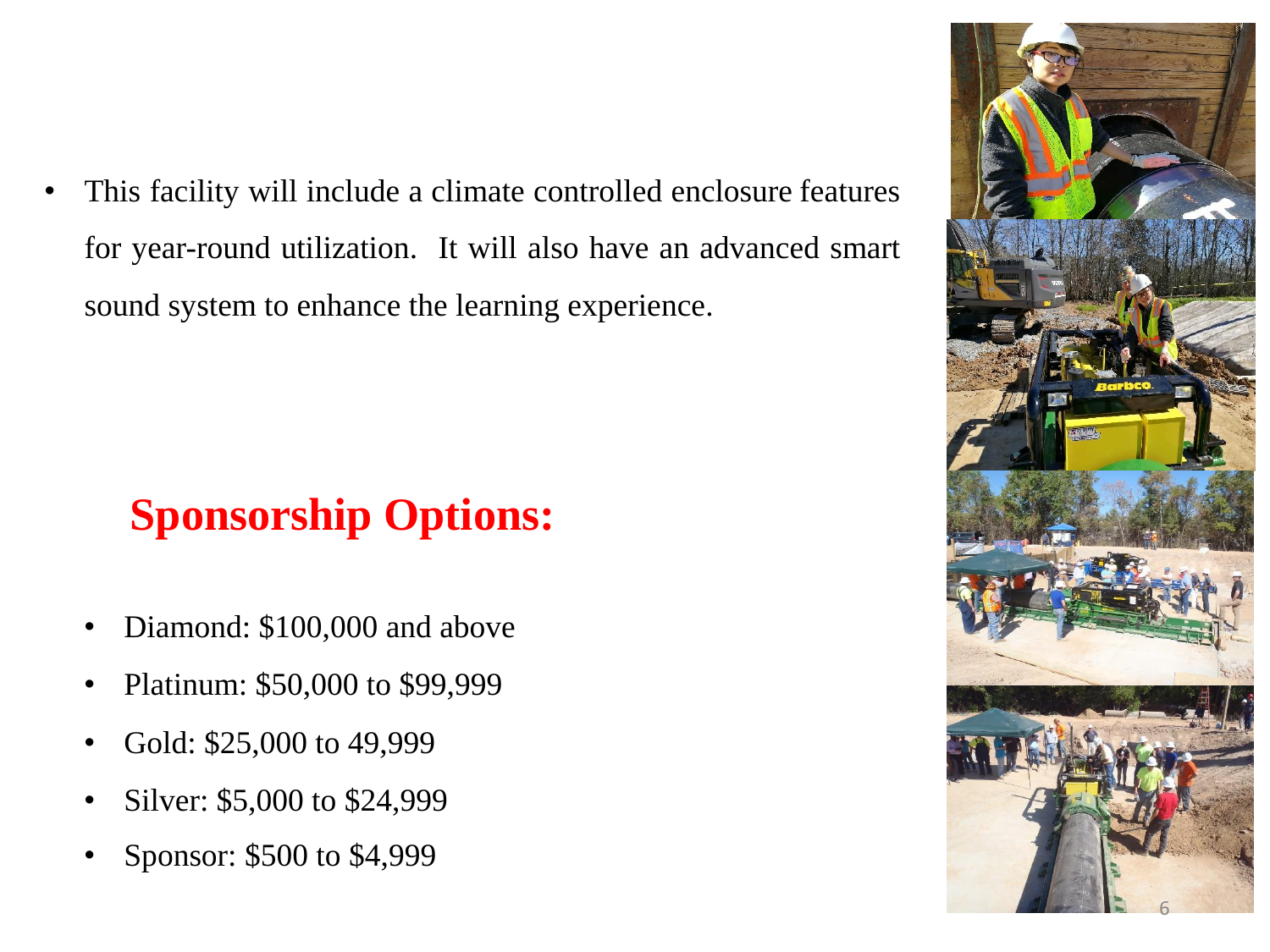- This facility will include a climate controlled enclosure features for year-round utilization. It will also have an advanced smart sound system to enhance the learning experience.

## Sponsorship Options:

- Diamond: $100,000 and above
- Platinum: $50,000 to $99,999
- Gold: $25,000 to 49,999
- Silver: $5,000 to $24,999
- Sponsor: $500 to $4,999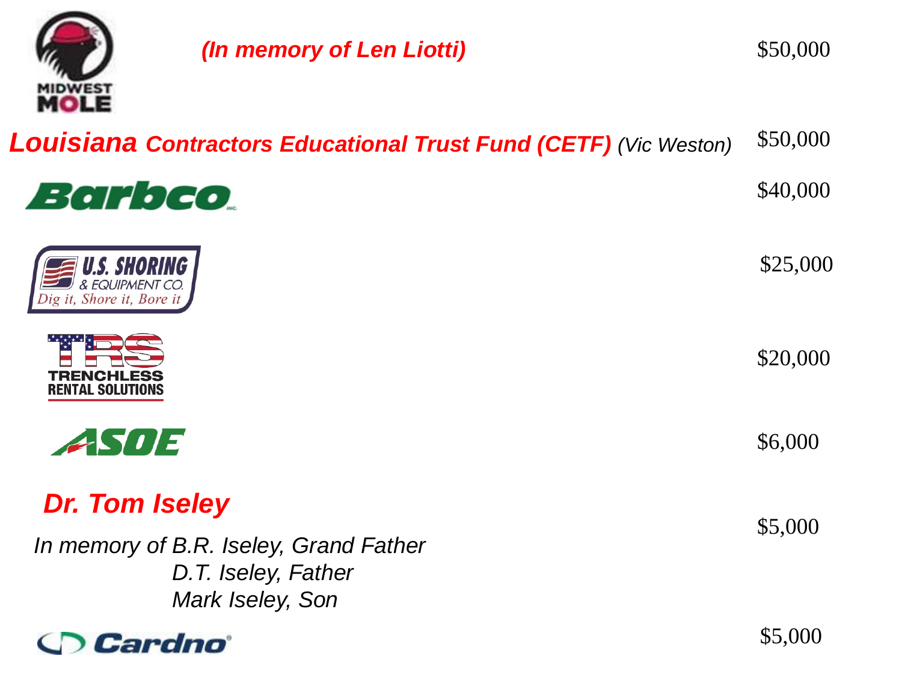| Donor | Amount |
| --- | --- |
| MIDWEST MOLE *(In memory of Len Liotti)* | $50,000 |
| **Louisiana Contractors Educational Trust Fund (CETF)** *(Vic Weston)* | $50,000 |
| Barbco | $40,000 |
| U.S. SHORING & EQUIPMENT CO. — Dig it, Shore it, Bore it | $25,000 |
| TRS TRENCHLESS RENTAL SOLUTIONS | $20,000 |
| ASOE | $6,000 |
| ***Dr. Tom Iseley*** *In memory of B.R. Iseley, Grand Father; D.T. Iseley, Father; Mark Iseley, Son* | $5,000 |
| Cardno | $5,000 |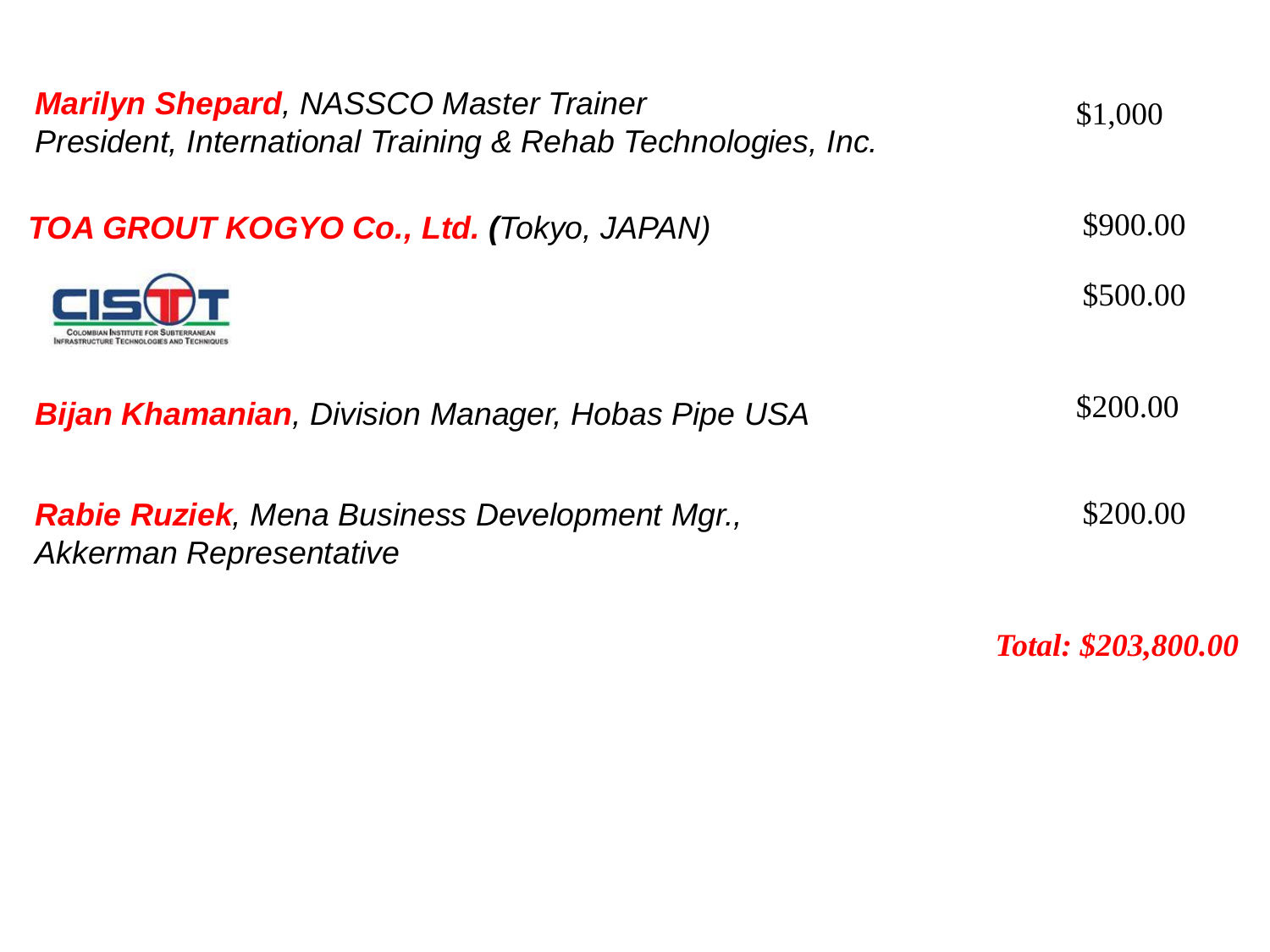***Marilyn Shepard**, NASSCO Master Trainer*
*President, International Training & Rehab Technologies, Inc.* $1,000

***TOA GROUT KOGYO Co., Ltd.** (Tokyo, JAPAN)* $900.00

CISTT — Colombian Institute for Subterranean Infrastructure Technologies and Techniques $500.00

***Bijan Khamanian**, Division Manager, Hobas Pipe USA* $200.00

***Rabie Ruziek**, Mena Business Development Mgr.,*
*Akkerman Representative* $200.00

***Total: $203,800.00***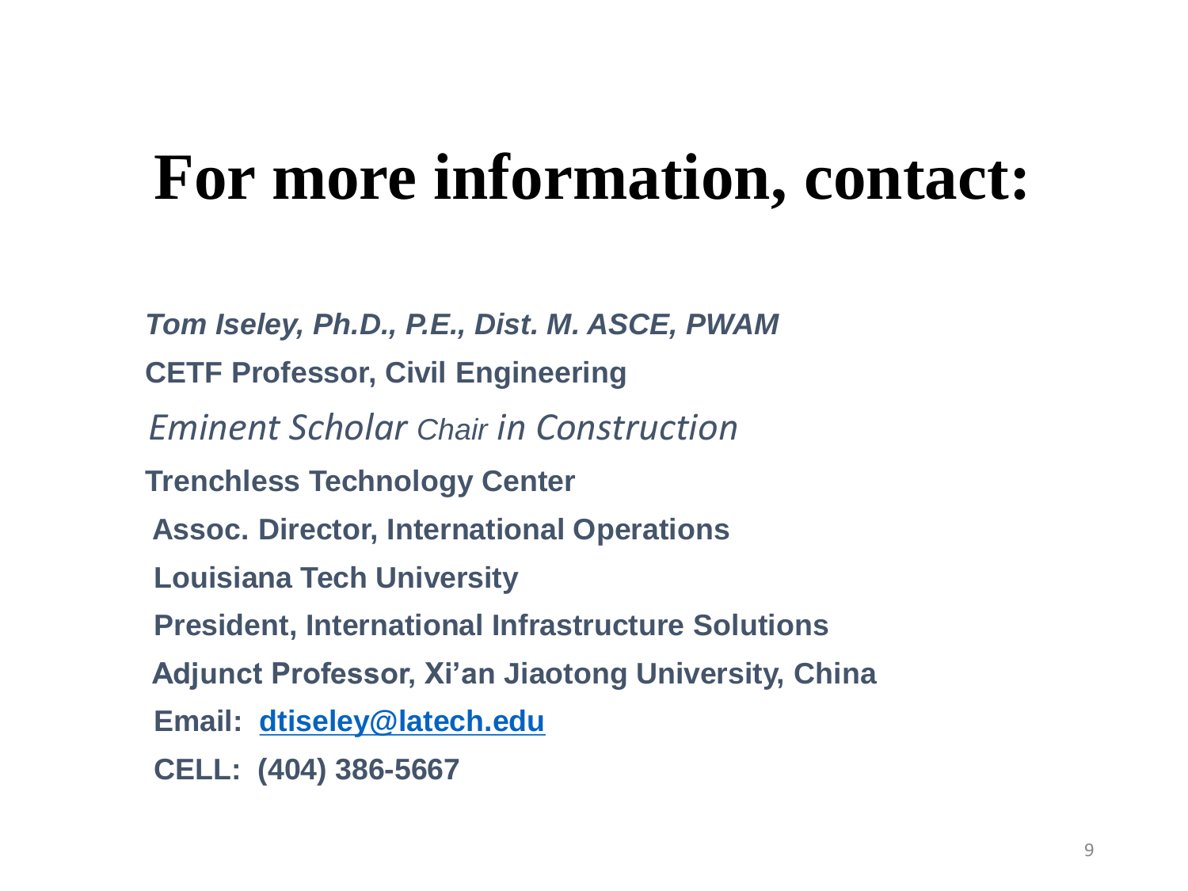# For more information, contact:

***Tom Iseley, Ph.D., P.E., Dist. M. ASCE, PWAM***

**CETF Professor, Civil Engineering**

*Eminent Scholar Chair in Construction*

**Trenchless Technology Center**

**Assoc. Director, International Operations**

**Louisiana Tech University**

**President, International Infrastructure Solutions**

**Adjunct Professor, Xi'an Jiaotong University, China**

**Email: dtiseley@latech.edu**

**CELL: (404) 386-5667**